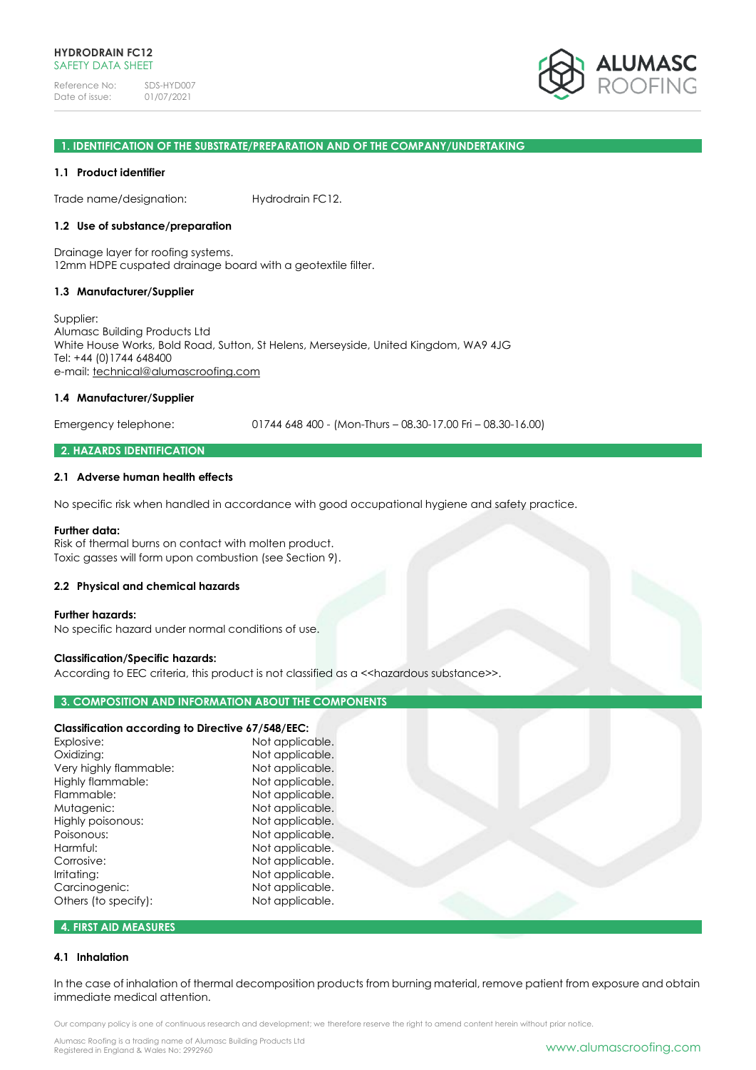**HYDRODRAIN FC12**
SAFETY DATA SHEET

Reference No: SDS-HYD007
Date of issue: 01/07/2021

## 1. IDENTIFICATION OF THE SUBSTRATE/PREPARATION AND OF THE COMPANY/UNDERTAKING

### 1.1 Product identifier

Trade name/designation: Hydrodrain FC12.

### 1.2 Use of substance/preparation

Drainage layer for roofing systems.
12mm HDPE cuspated drainage board with a geotextile filter.

### 1.3 Manufacturer/Supplier

Supplier:
Alumasc Building Products Ltd
White House Works, Bold Road, Sutton, St Helens, Merseyside, United Kingdom, WA9 4JG
Tel: +44 (0)1744 648400
e-mail: technical@alumascroofing.com

### 1.4 Manufacturer/Supplier

Emergency telephone: 01744 648 400 - (Mon-Thurs – 08.30-17.00 Fri – 08.30-16.00)

## 2. HAZARDS IDENTIFICATION

### 2.1 Adverse human health effects

No specific risk when handled in accordance with good occupational hygiene and safety practice.

**Further data:**
Risk of thermal burns on contact with molten product.
Toxic gasses will form upon combustion (see Section 9).

### 2.2 Physical and chemical hazards

**Further hazards:**
No specific hazard under normal conditions of use.

**Classification/Specific hazards:**
According to EEC criteria, this product is not classified as a <<hazardous substance>>.

## 3. COMPOSITION AND INFORMATION ABOUT THE COMPONENTS

**Classification according to Directive 67/548/EEC:**

| | |
|---|---|
| Explosive: | Not applicable. |
| Oxidizing: | Not applicable. |
| Very highly flammable: | Not applicable. |
| Highly flammable: | Not applicable. |
| Flammable: | Not applicable. |
| Mutagenic: | Not applicable. |
| Highly poisonous: | Not applicable. |
| Poisonous: | Not applicable. |
| Harmful: | Not applicable. |
| Corrosive: | Not applicable. |
| Irritating: | Not applicable. |
| Carcinogenic: | Not applicable. |
| Others (to specify): | Not applicable. |

## 4. FIRST AID MEASURES

### 4.1 Inhalation

In the case of inhalation of thermal decomposition products from burning material, remove patient from exposure and obtain immediate medical attention.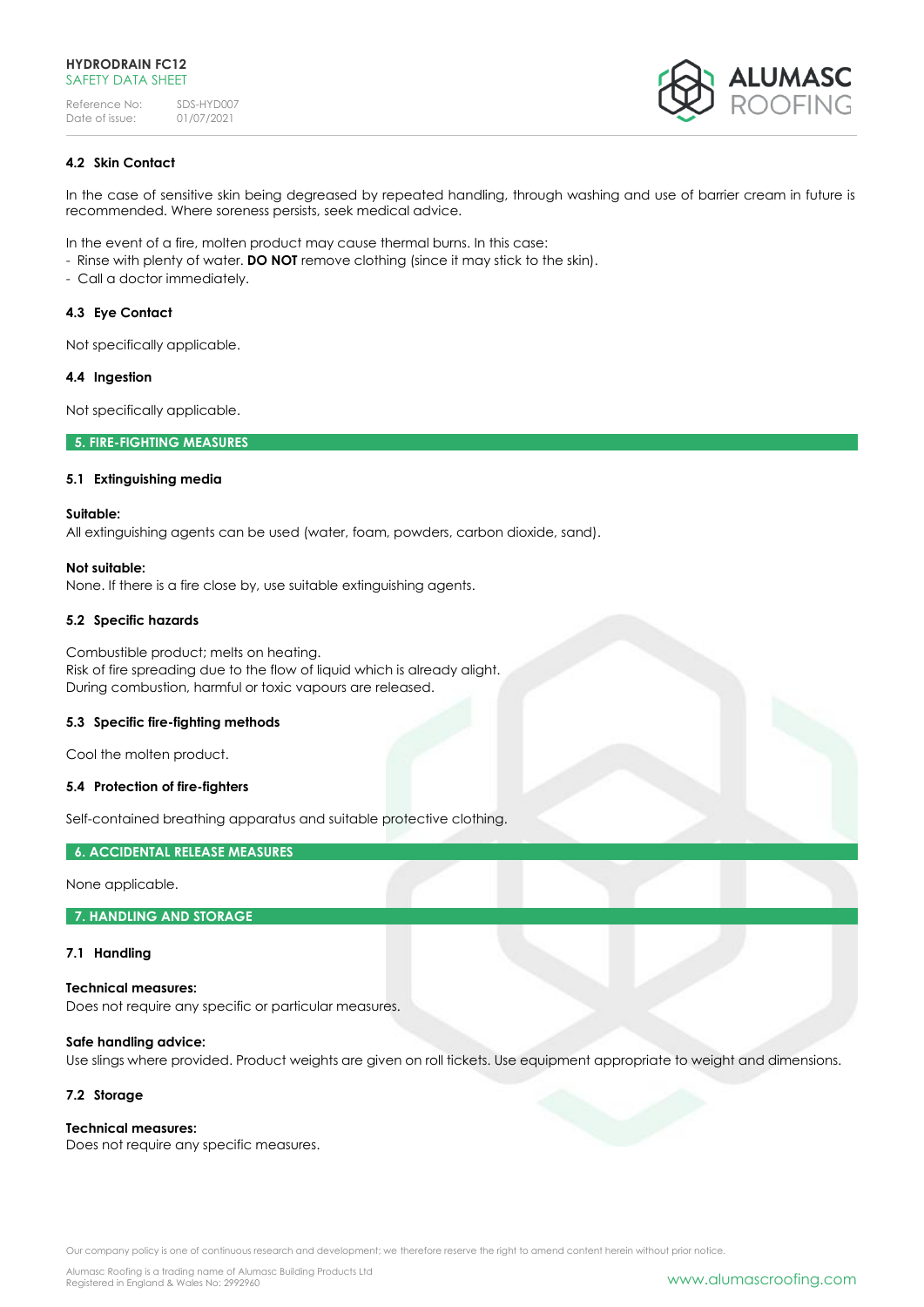### 4.2 Skin Contact

In the case of sensitive skin being degreased by repeated handling, through washing and use of barrier cream in future is recommended. Where soreness persists, seek medical advice.

In the event of a fire, molten product may cause thermal burns. In this case:
- Rinse with plenty of water. **DO NOT** remove clothing (since it may stick to the skin).
- Call a doctor immediately.

### 4.3 Eye Contact

Not specifically applicable.

### 4.4 Ingestion

Not specifically applicable.

## 5. FIRE-FIGHTING MEASURES

### 5.1 Extinguishing media

**Suitable:**
All extinguishing agents can be used (water, foam, powders, carbon dioxide, sand).

**Not suitable:**
None. If there is a fire close by, use suitable extinguishing agents.

### 5.2 Specific hazards

Combustible product; melts on heating.
Risk of fire spreading due to the flow of liquid which is already alight.
During combustion, harmful or toxic vapours are released.

### 5.3 Specific fire-fighting methods

Cool the molten product.

### 5.4 Protection of fire-fighters

Self-contained breathing apparatus and suitable protective clothing.

## 6. ACCIDENTAL RELEASE MEASURES

None applicable.

## 7. HANDLING AND STORAGE

### 7.1 Handling

**Technical measures:**
Does not require any specific or particular measures.

**Safe handling advice:**
Use slings where provided. Product weights are given on roll tickets. Use equipment appropriate to weight and dimensions.

### 7.2 Storage

**Technical measures:**
Does not require any specific measures.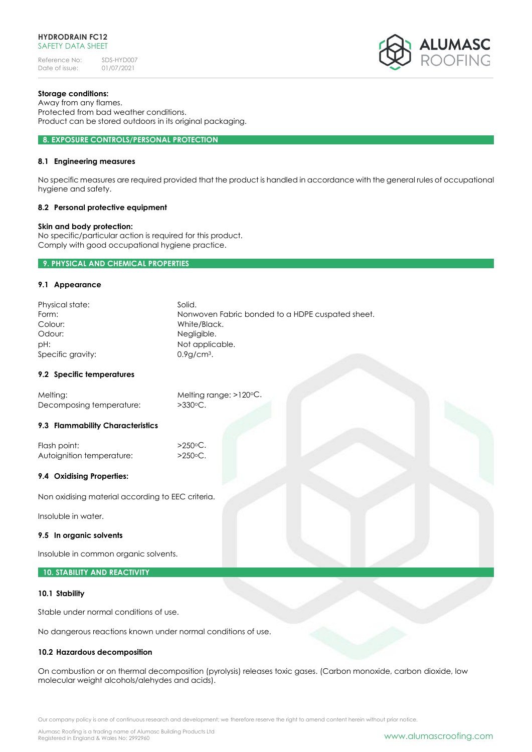**Storage conditions:**
Away from any flames.
Protected from bad weather conditions.
Product can be stored outdoors in its original packaging.

## 8. EXPOSURE CONTROLS/PERSONAL PROTECTION

### 8.1 Engineering measures

No specific measures are required provided that the product is handled in accordance with the general rules of occupational hygiene and safety.

### 8.2 Personal protective equipment

**Skin and body protection:**
No specific/particular action is required for this product.
Comply with good occupational hygiene practice.

## 9. PHYSICAL AND CHEMICAL PROPERTIES

### 9.1 Appearance

| | |
|---|---|
| Physical state: | Solid. |
| Form: | Nonwoven Fabric bonded to a HDPE cuspated sheet. |
| Colour: | White/Black. |
| Odour: | Negligible. |
| pH: | Not applicable. |
| Specific gravity: | 0.9g/cm³. |

### 9.2 Specific temperatures

| | |
|---|---|
| Melting: | Melting range: >120ºC. |
| Decomposing temperature: | >330ºC. |

### 9.3 Flammability Characteristics

| | |
|---|---|
| Flash point: | >250ºC. |
| Autoignition temperature: | >250ºC. |

### 9.4 Oxidising Properties:

Non oxidising material according to EEC criteria.

Insoluble in water.

### 9.5 In organic solvents

Insoluble in common organic solvents.

## 10. STABILITY AND REACTIVITY

### 10.1 Stability

Stable under normal conditions of use.

No dangerous reactions known under normal conditions of use.

### 10.2 Hazardous decomposition

On combustion or on thermal decomposition (pyrolysis) releases toxic gases. (Carbon monoxide, carbon dioxide, low molecular weight alcohols/alehydes and acids).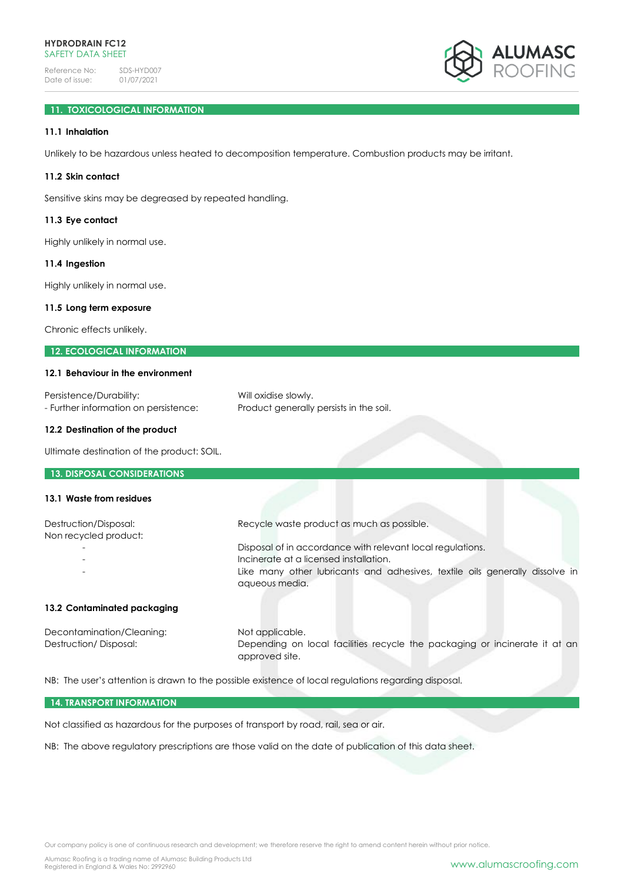## 11. TOXICOLOGICAL INFORMATION

### 11.1 Inhalation

Unlikely to be hazardous unless heated to decomposition temperature. Combustion products may be irritant.

### 11.2 Skin contact

Sensitive skins may be degreased by repeated handling.

### 11.3 Eye contact

Highly unlikely in normal use.

### 11.4 Ingestion

Highly unlikely in normal use.

### 11.5 Long term exposure

Chronic effects unlikely.

## 12. ECOLOGICAL INFORMATION

### 12.1 Behaviour in the environment

| | |
|---|---|
| Persistence/Durability: | Will oxidise slowly. |
| - Further information on persistence: | Product generally persists in the soil. |

### 12.2 Destination of the product

Ultimate destination of the product: SOIL.

## 13. DISPOSAL CONSIDERATIONS

### 13.1 Waste from residues

| | |
|---|---|
| Destruction/Disposal: | Recycle waste product as much as possible. |
| Non recycled product: | |
| - | Disposal of in accordance with relevant local regulations. |
| - | Incinerate at a licensed installation. |
| - | Like many other lubricants and adhesives, textile oils generally dissolve in aqueous media. |

### 13.2 Contaminated packaging

| | |
|---|---|
| Decontamination/Cleaning: | Not applicable. |
| Destruction/ Disposal: | Depending on local facilities recycle the packaging or incinerate it at an approved site. |

NB: The user's attention is drawn to the possible existence of local regulations regarding disposal.

## 14. TRANSPORT INFORMATION

Not classified as hazardous for the purposes of transport by road, rail, sea or air.

NB: The above regulatory prescriptions are those valid on the date of publication of this data sheet.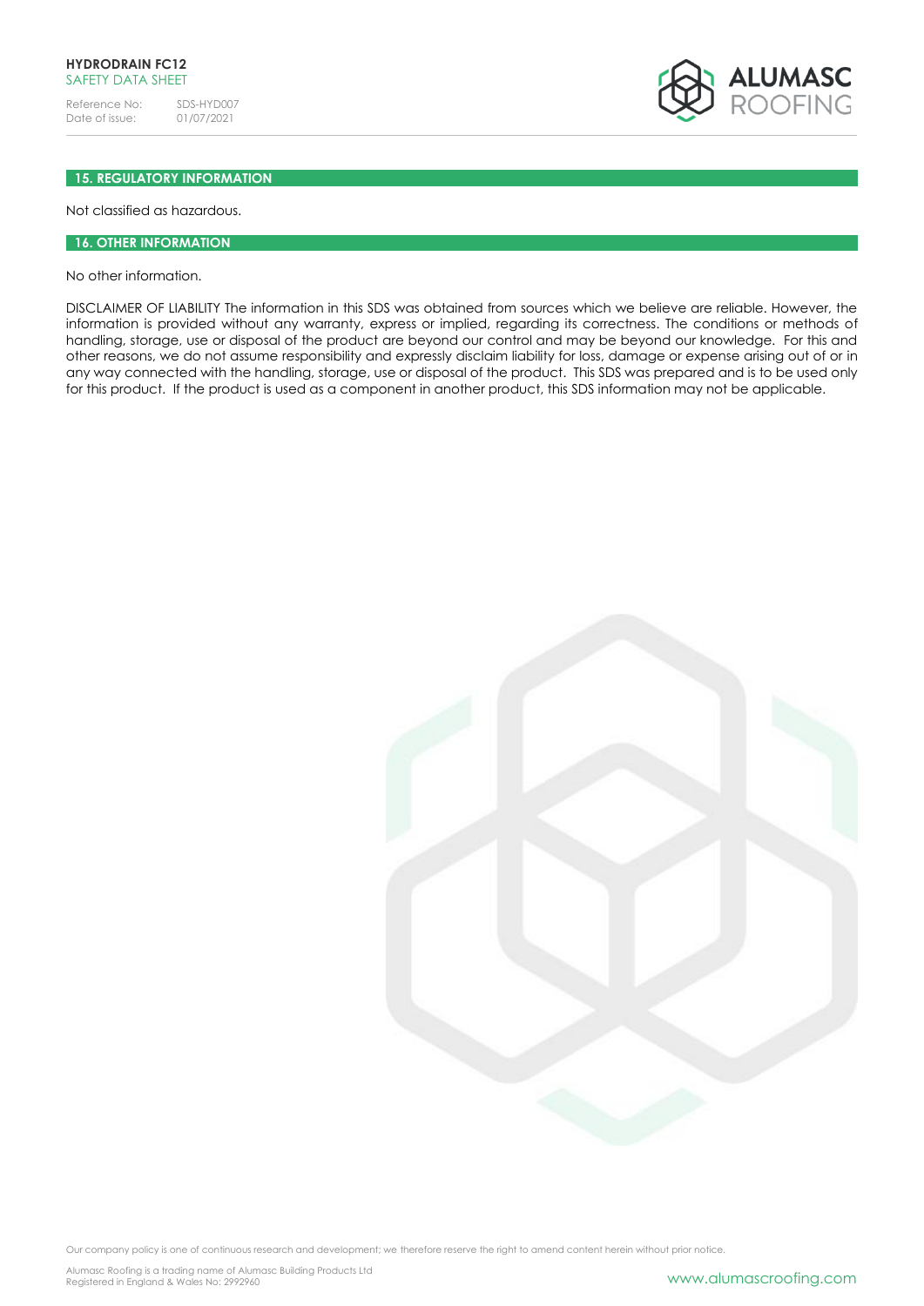## 15. REGULATORY INFORMATION

Not classified as hazardous.

## 16. OTHER INFORMATION

No other information.

DISCLAIMER OF LIABILITY The information in this SDS was obtained from sources which we believe are reliable. However, the information is provided without any warranty, express or implied, regarding its correctness. The conditions or methods of handling, storage, use or disposal of the product are beyond our control and may be beyond our knowledge. For this and other reasons, we do not assume responsibility and expressly disclaim liability for loss, damage or expense arising out of or in any way connected with the handling, storage, use or disposal of the product. This SDS was prepared and is to be used only for this product. If the product is used as a component in another product, this SDS information may not be applicable.